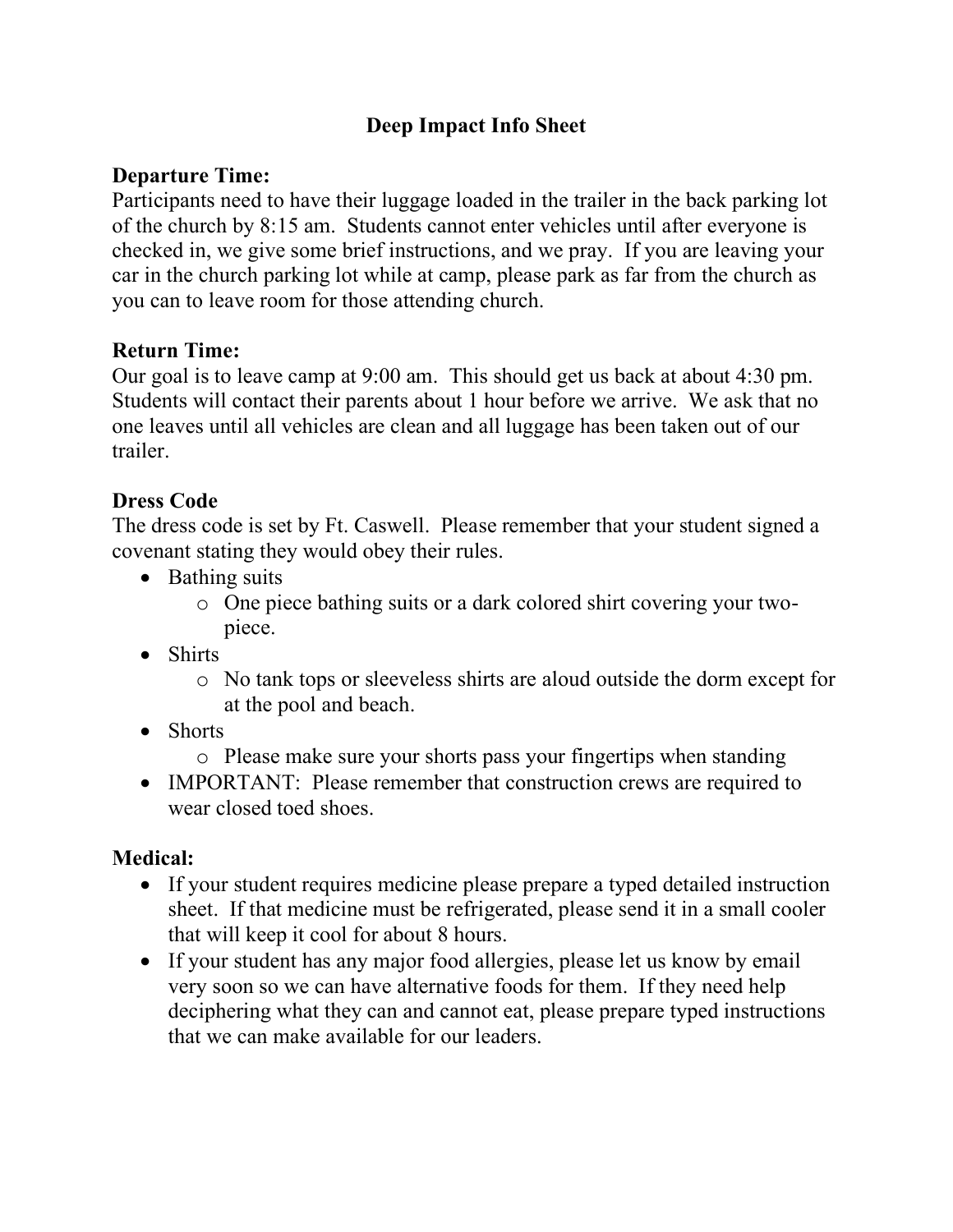# Deep Impact Info Sheet

**Departure Time:**
Participants need to have their luggage loaded in the trailer in the back parking lot of the church by 8:15 am. Students cannot enter vehicles until after everyone is checked in, we give some brief instructions, and we pray. If you are leaving your car in the church parking lot while at camp, please park as far from the church as you can to leave room for those attending church.

**Return Time:**
Our goal is to leave camp at 9:00 am. This should get us back at about 4:30 pm. Students will contact their parents about 1 hour before we arrive. We ask that no one leaves until all vehicles are clean and all luggage has been taken out of our trailer.

**Dress Code**
The dress code is set by Ft. Caswell. Please remember that your student signed a covenant stating they would obey their rules.

- Bathing suits
  - One piece bathing suits or a dark colored shirt covering your two-piece.
- Shirts
  - No tank tops or sleeveless shirts are aloud outside the dorm except for at the pool and beach.
- Shorts
  - Please make sure your shorts pass your fingertips when standing
- IMPORTANT: Please remember that construction crews are required to wear closed toed shoes.

**Medical:**

- If your student requires medicine please prepare a typed detailed instruction sheet. If that medicine must be refrigerated, please send it in a small cooler that will keep it cool for about 8 hours.
- If your student has any major food allergies, please let us know by email very soon so we can have alternative foods for them. If they need help deciphering what they can and cannot eat, please prepare typed instructions that we can make available for our leaders.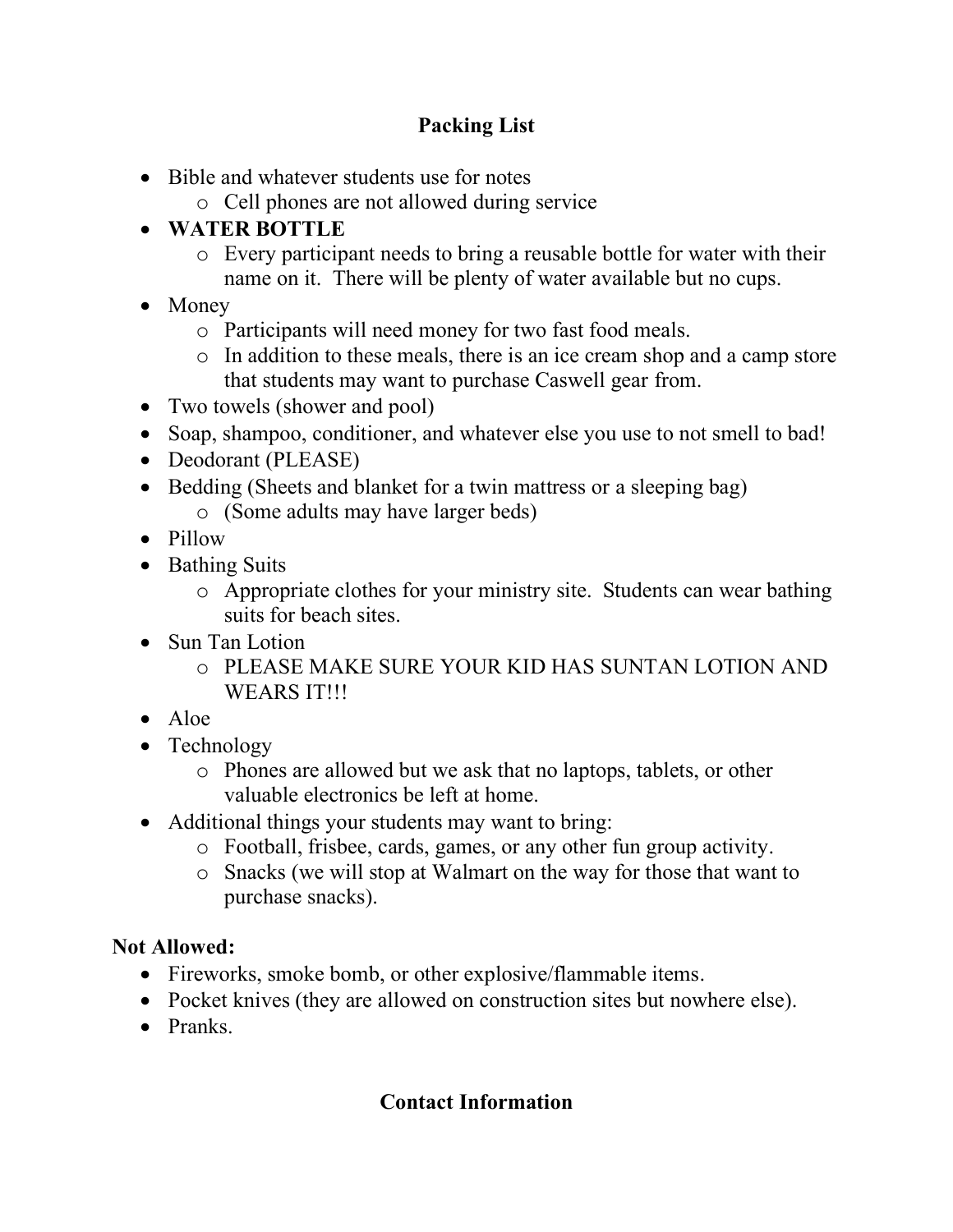## Packing List

- Bible and whatever students use for notes
  - Cell phones are not allowed during service
- **WATER BOTTLE**
  - Every participant needs to bring a reusable bottle for water with their name on it. There will be plenty of water available but no cups.
- Money
  - Participants will need money for two fast food meals.
  - In addition to these meals, there is an ice cream shop and a camp store that students may want to purchase Caswell gear from.
- Two towels (shower and pool)
- Soap, shampoo, conditioner, and whatever else you use to not smell to bad!
- Deodorant (PLEASE)
- Bedding (Sheets and blanket for a twin mattress or a sleeping bag)
  - (Some adults may have larger beds)
- Pillow
- Bathing Suits
  - Appropriate clothes for your ministry site. Students can wear bathing suits for beach sites.
- Sun Tan Lotion
  - PLEASE MAKE SURE YOUR KID HAS SUNTAN LOTION AND WEARS IT!!!
- Aloe
- Technology
  - Phones are allowed but we ask that no laptops, tablets, or other valuable electronics be left at home.
- Additional things your students may want to bring:
  - Football, frisbee, cards, games, or any other fun group activity.
  - Snacks (we will stop at Walmart on the way for those that want to purchase snacks).

**Not Allowed:**

- Fireworks, smoke bomb, or other explosive/flammable items.
- Pocket knives (they are allowed on construction sites but nowhere else).
- Pranks.

## Contact Information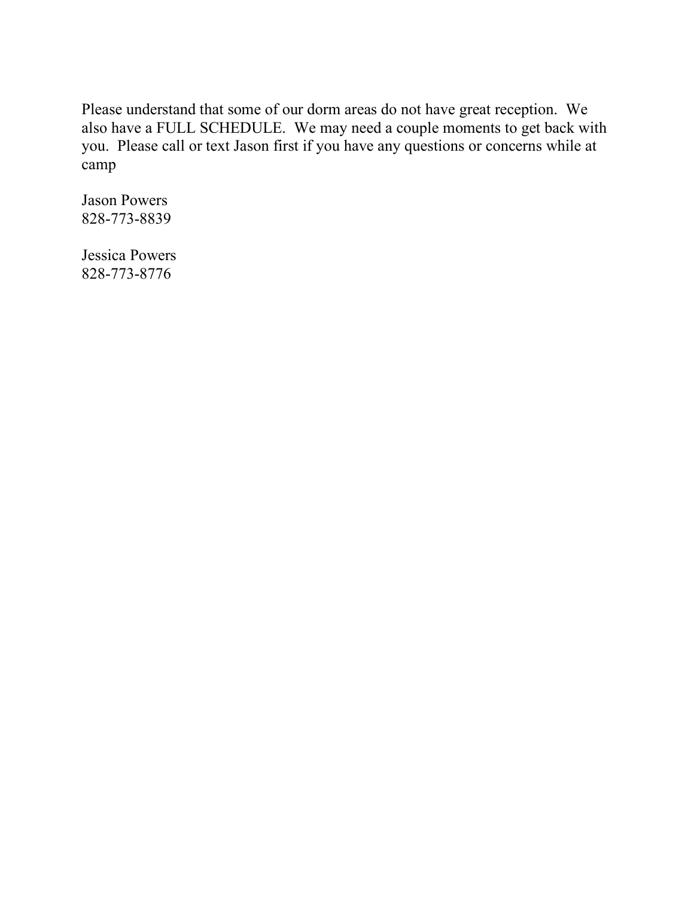Please understand that some of our dorm areas do not have great reception. We also have a FULL SCHEDULE. We may need a couple moments to get back with you. Please call or text Jason first if you have any questions or concerns while at camp

Jason Powers
828-773-8839

Jessica Powers
828-773-8776